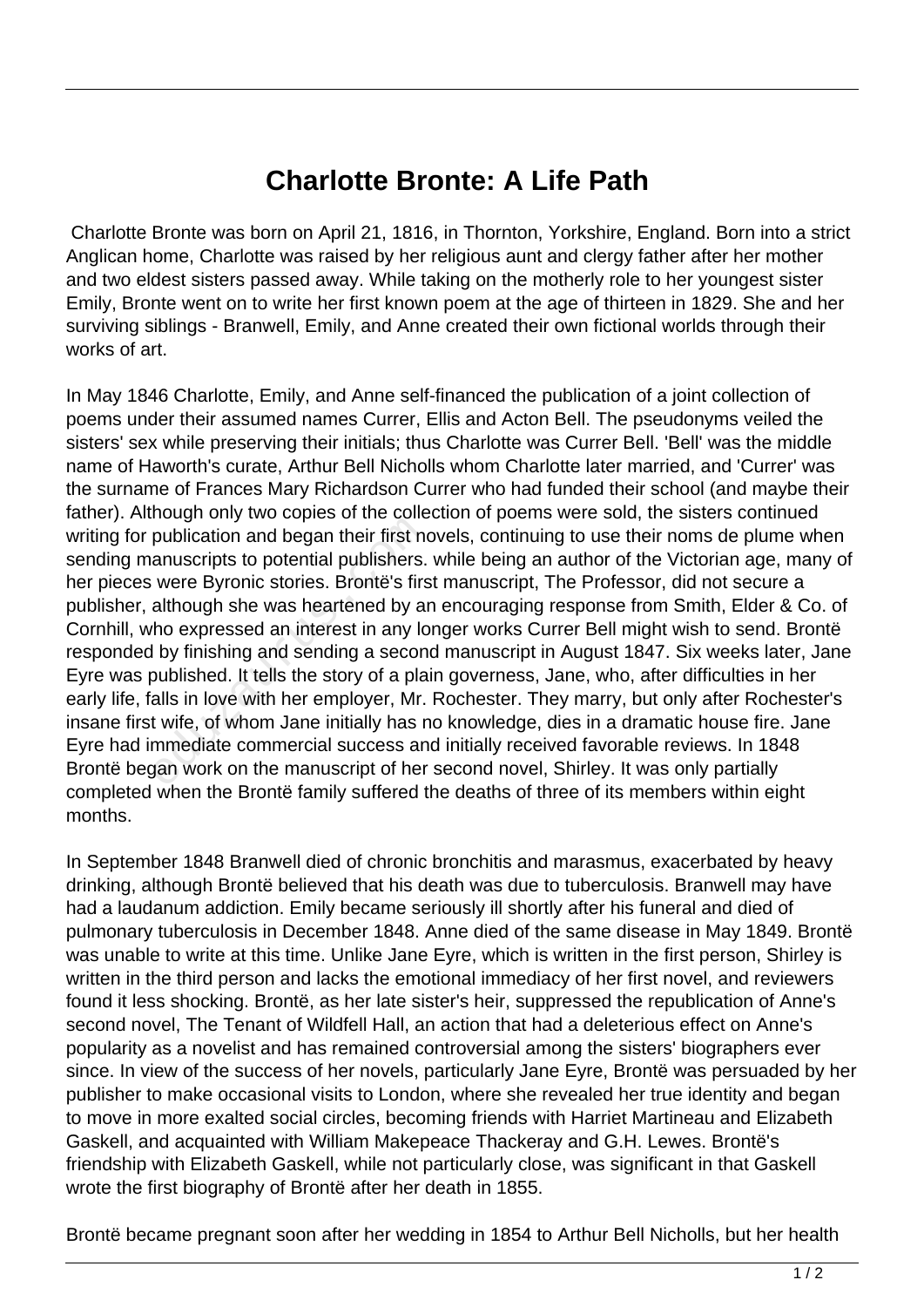# Charlotte Bronte: A Life Path

Charlotte Bronte was born on April 21, 1816, in Thornton, Yorkshire, England. Born into a strict Anglican home, Charlotte was raised by her religious aunt and clergy father after her mother and two eldest sisters passed away. While taking on the motherly role to her youngest sister Emily, Bronte went on to write her first known poem at the age of thirteen in 1829. She and her surviving siblings - Branwell, Emily, and Anne created their own fictional worlds through their works of art.

In May 1846 Charlotte, Emily, and Anne self-financed the publication of a joint collection of poems under their assumed names Currer, Ellis and Acton Bell. The pseudonyms veiled the sisters' sex while preserving their initials; thus Charlotte was Currer Bell. 'Bell' was the middle name of Haworth's curate, Arthur Bell Nicholls whom Charlotte later married, and 'Currer' was the surname of Frances Mary Richardson Currer who had funded their school (and maybe their father). Although only two copies of the collection of poems were sold, the sisters continued writing for publication and began their first novels, continuing to use their noms de plume when sending manuscripts to potential publishers. while being an author of the Victorian age, many of her pieces were Byronic stories. Brontë's first manuscript, The Professor, did not secure a publisher, although she was heartened by an encouraging response from Smith, Elder & Co. of Cornhill, who expressed an interest in any longer works Currer Bell might wish to send. Brontë responded by finishing and sending a second manuscript in August 1847. Six weeks later, Jane Eyre was published. It tells the story of a plain governess, Jane, who, after difficulties in her early life, falls in love with her employer, Mr. Rochester. They marry, but only after Rochester's insane first wife, of whom Jane initially has no knowledge, dies in a dramatic house fire. Jane Eyre had immediate commercial success and initially received favorable reviews. In 1848 Brontë began work on the manuscript of her second novel, Shirley. It was only partially completed when the Brontë family suffered the deaths of three of its members within eight months.

In September 1848 Branwell died of chronic bronchitis and marasmus, exacerbated by heavy drinking, although Brontë believed that his death was due to tuberculosis. Branwell may have had a laudanum addiction. Emily became seriously ill shortly after his funeral and died of pulmonary tuberculosis in December 1848. Anne died of the same disease in May 1849. Brontë was unable to write at this time. Unlike Jane Eyre, which is written in the first person, Shirley is written in the third person and lacks the emotional immediacy of her first novel, and reviewers found it less shocking. Brontë, as her late sister's heir, suppressed the republication of Anne's second novel, The Tenant of Wildfell Hall, an action that had a deleterious effect on Anne's popularity as a novelist and has remained controversial among the sisters' biographers ever since. In view of the success of her novels, particularly Jane Eyre, Brontë was persuaded by her publisher to make occasional visits to London, where she revealed her true identity and began to move in more exalted social circles, becoming friends with Harriet Martineau and Elizabeth Gaskell, and acquainted with William Makepeace Thackeray and G.H. Lewes. Brontë's friendship with Elizabeth Gaskell, while not particularly close, was significant in that Gaskell wrote the first biography of Brontë after her death in 1855.

Brontë became pregnant soon after her wedding in 1854 to Arthur Bell Nicholls, but her health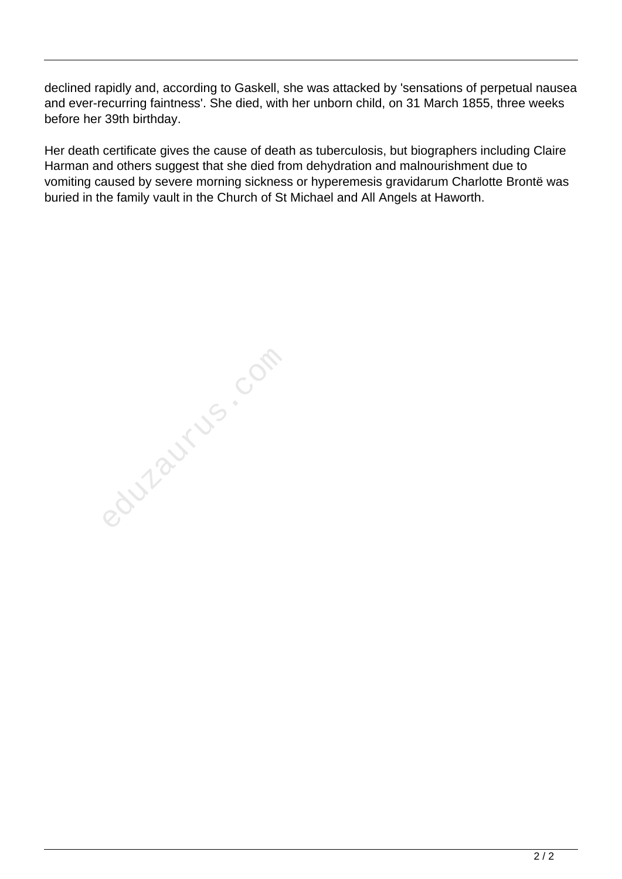declined rapidly and, according to Gaskell, she was attacked by 'sensations of perpetual nausea and ever-recurring faintness'. She died, with her unborn child, on 31 March 1855, three weeks before her 39th birthday.

Her death certificate gives the cause of death as tuberculosis, but biographers including Claire Harman and others suggest that she died from dehydration and malnourishment due to vomiting caused by severe morning sickness or hyperemesis gravidarum Charlotte Brontë was buried in the family vault in the Church of St Michael and All Angels at Haworth.